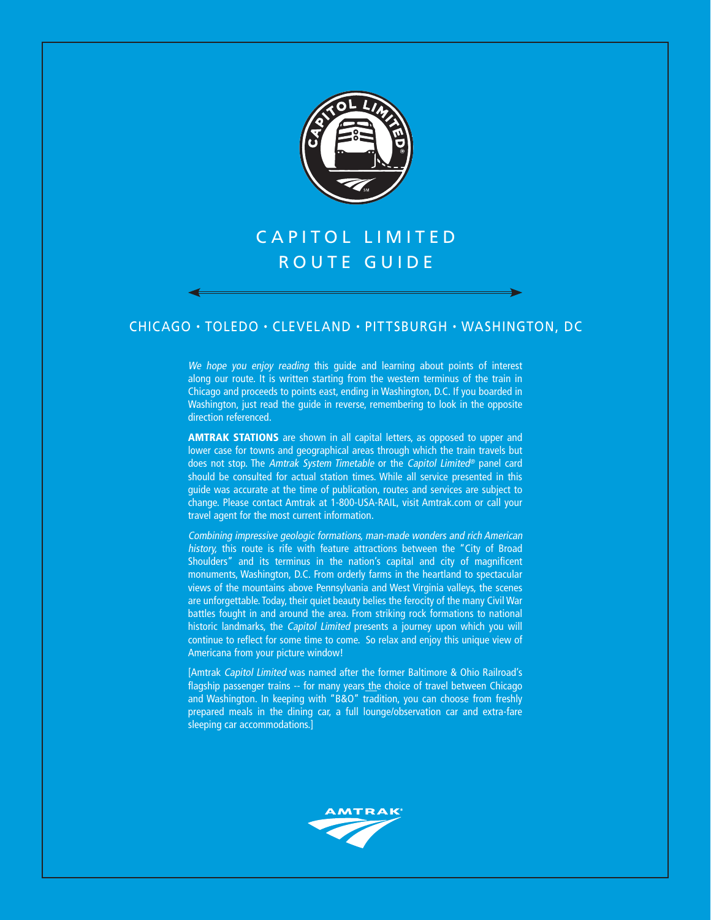# CAPITOL LIMITED ROUTE GUIDE

## CHICAGO • TOLEDO • CLEVELAND • PITTSBURGH • WASHINGTON, DC

*We hope you enjoy reading* this guide and learning about points of interest along our route. It is written starting from the western terminus of the train in Chicago and proceeds to points east, ending in Washington, D.C. If you boarded in Washington, just read the guide in reverse, remembering to look in the opposite direction referenced.

**AMTRAK STATIONS** are shown in all capital letters, as opposed to upper and lower case for towns and geographical areas through which the train travels but does not stop. The *Amtrak System Timetable* or the *Capitol Limited*® panel card should be consulted for actual station times. While all service presented in this guide was accurate at the time of publication, routes and services are subject to change. Please contact Amtrak at 1-800-USA-RAIL, visit Amtrak.com or call your travel agent for the most current information.

*Combining impressive geologic formations, man-made wonders and rich American history,* this route is rife with feature attractions between the "City of Broad Shoulders" and its terminus in the nation's capital and city of magnificent monuments, Washington, D.C. From orderly farms in the heartland to spectacular views of the mountains above Pennsylvania and West Virginia valleys, the scenes are unforgettable. Today, their quiet beauty belies the ferocity of the many Civil War battles fought in and around the area. From striking rock formations to national historic landmarks, the *Capitol Limited* presents a journey upon which you will continue to reflect for some time to come. So relax and enjoy this unique view of Americana from your picture window!

[Amtrak *Capitol Limited* was named after the former Baltimore & Ohio Railroad's flagship passenger trains -- for many years the choice of travel between Chicago and Washington. In keeping with "B&O" tradition, you can choose from freshly prepared meals in the dining car, a full lounge/observation car and extra-fare sleeping car accommodations.]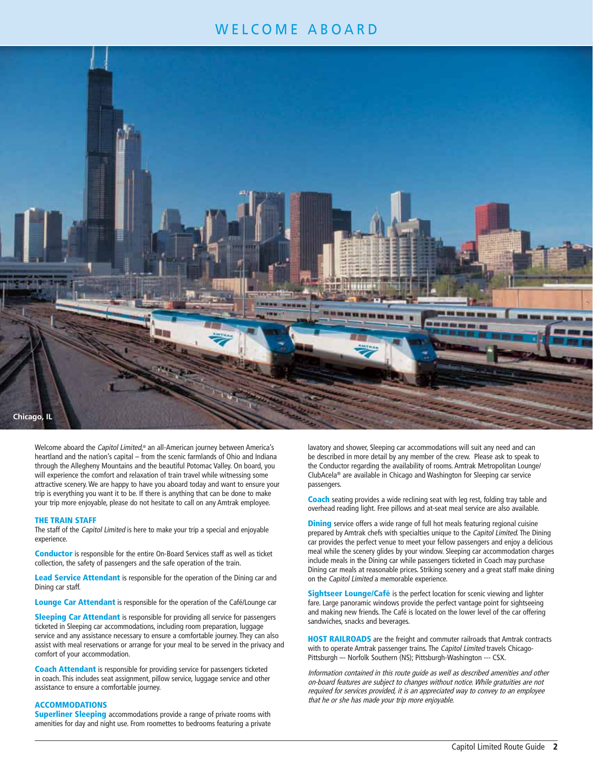# WELCOME ABOARD

Chicago, IL

Welcome aboard the *Capitol Limited,®* an all-American journey between America's heartland and the nation's capital – from the scenic farmlands of Ohio and Indiana through the Allegheny Mountains and the beautiful Potomac Valley. On board, you will experience the comfort and relaxation of train travel while witnessing some attractive scenery. We are happy to have you aboard today and want to ensure your trip is everything you want it to be. If there is anything that can be done to make your trip more enjoyable, please do not hesitate to call on any Amtrak employee.

## THE TRAIN STAFF

The staff of the *Capitol Limited* is here to make your trip a special and enjoyable experience.

**Conductor** is responsible for the entire On-Board Services staff as well as ticket collection, the safety of passengers and the safe operation of the train.

**Lead Service Attendant** is responsible for the operation of the Dining car and Dining car staff.

**Lounge Car Attendant** is responsible for the operation of the Café/Lounge car

**Sleeping Car Attendant** is responsible for providing all service for passengers ticketed in Sleeping car accommodations, including room preparation, luggage service and any assistance necessary to ensure a comfortable journey. They can also assist with meal reservations or arrange for your meal to be served in the privacy and comfort of your accommodation.

**Coach Attendant** is responsible for providing service for passengers ticketed in coach. This includes seat assignment, pillow service, luggage service and other assistance to ensure a comfortable journey.

## ACCOMMODATIONS

**Superliner Sleeping** accommodations provide a range of private rooms with amenities for day and night use. From roomettes to bedrooms featuring a private lavatory and shower, Sleeping car accommodations will suit any need and can be described in more detail by any member of the crew. Please ask to speak to the Conductor regarding the availability of rooms. Amtrak Metropolitan Lounge/ ClubAcela® are available in Chicago and Washington for Sleeping car service passengers.

**Coach** seating provides a wide reclining seat with leg rest, folding tray table and overhead reading light. Free pillows and at-seat meal service are also available.

**Dining** service offers a wide range of full hot meals featuring regional cuisine prepared by Amtrak chefs with specialties unique to the *Capitol Limited*. The Dining car provides the perfect venue to meet your fellow passengers and enjoy a delicious meal while the scenery glides by your window. Sleeping car accommodation charges include meals in the Dining car while passengers ticketed in Coach may purchase Dining car meals at reasonable prices. Striking scenery and a great staff make dining on the *Capitol Limited* a memorable experience.

**Sightseer Lounge/Café** is the perfect location for scenic viewing and lighter fare. Large panoramic windows provide the perfect vantage point for sightseeing and making new friends. The Café is located on the lower level of the car offering sandwiches, snacks and beverages.

**HOST RAILROADS** are the freight and commuter railroads that Amtrak contracts with to operate Amtrak passenger trains. The *Capitol Limited* travels Chicago-Pittsburgh — Norfolk Southern (NS); Pittsburgh-Washington --- CSX.

*Information contained in this route guide as well as described amenities and other on-board features are subject to changes without notice. While gratuities are not required for services provided, it is an appreciated way to convey to an employee that he or she has made your trip more enjoyable.*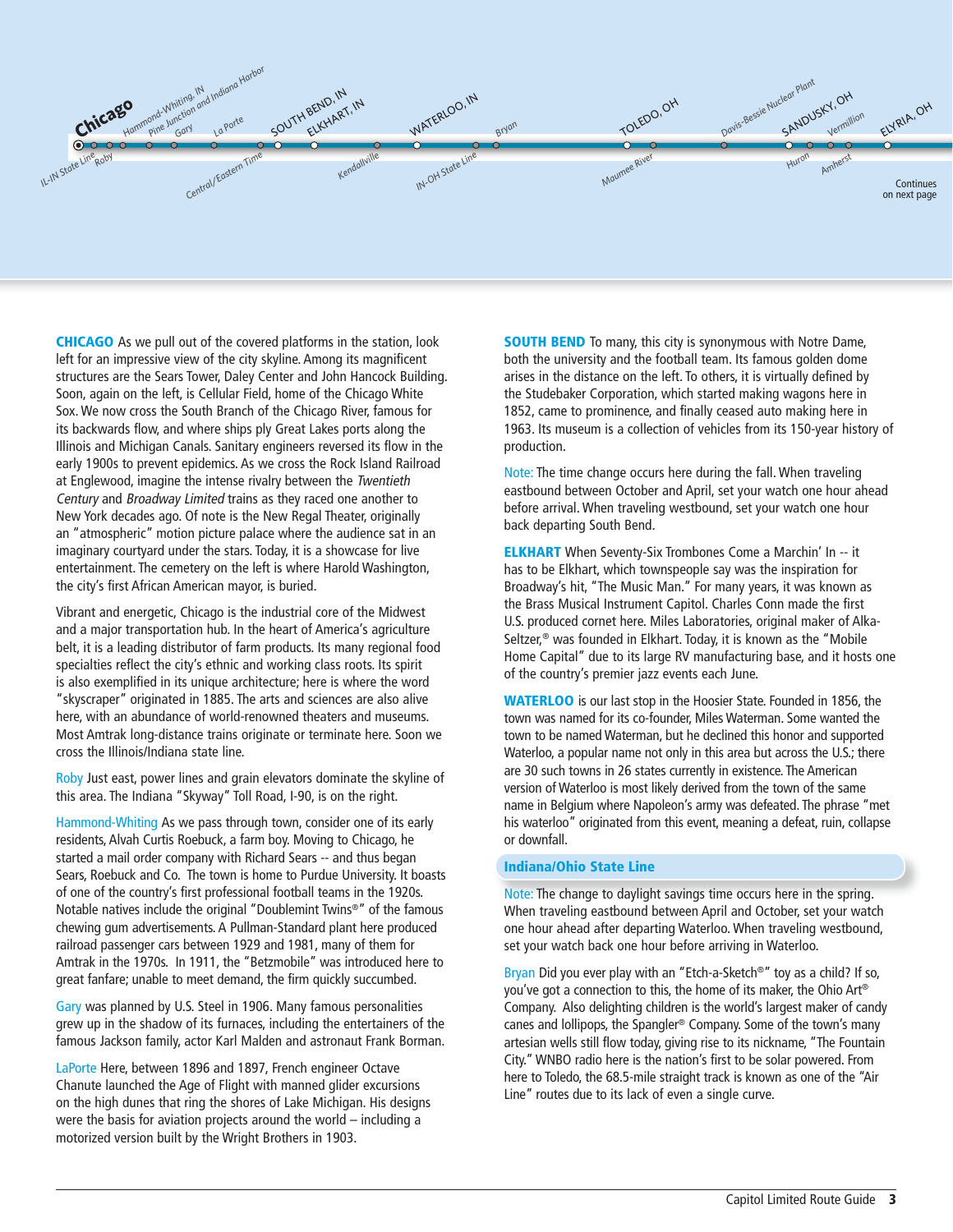Chicago · IL-IN State Line · Roby · Hammond-Whiting, IN · Pine Junction and Indiana Harbor · Gary · La Porte · Central/Eastern Time · SOUTH BEND, IN · ELKHART, IN · Kendallville · WATERLOO, IN · IN-OH State Line · Bryan · TOLEDO, OH · Maumee River · Davis-Bessie Nuclear Plant · SANDUSKY, OH · Huron · Vermillion · Amherst · ELYRIA, OH

Continues on next page

**CHICAGO** As we pull out of the covered platforms in the station, look left for an impressive view of the city skyline. Among its magnificent structures are the Sears Tower, Daley Center and John Hancock Building. Soon, again on the left, is Cellular Field, home of the Chicago White Sox. We now cross the South Branch of the Chicago River, famous for its backwards flow, and where ships ply Great Lakes ports along the Illinois and Michigan Canals. Sanitary engineers reversed its flow in the early 1900s to prevent epidemics. As we cross the Rock Island Railroad at Englewood, imagine the intense rivalry between the *Twentieth Century* and *Broadway Limited* trains as they raced one another to New York decades ago. Of note is the New Regal Theater, originally an "atmospheric" motion picture palace where the audience sat in an imaginary courtyard under the stars. Today, it is a showcase for live entertainment. The cemetery on the left is where Harold Washington, the city's first African American mayor, is buried.

Vibrant and energetic, Chicago is the industrial core of the Midwest and a major transportation hub. In the heart of America's agriculture belt, it is a leading distributor of farm products. Its many regional food specialties reflect the city's ethnic and working class roots. Its spirit is also exemplified in its unique architecture; here is where the word "skyscraper" originated in 1885. The arts and sciences are also alive here, with an abundance of world-renowned theaters and museums. Most Amtrak long-distance trains originate or terminate here. Soon we cross the Illinois/Indiana state line.

Roby Just east, power lines and grain elevators dominate the skyline of this area. The Indiana "Skyway" Toll Road, I-90, is on the right.

Hammond-Whiting As we pass through town, consider one of its early residents, Alvah Curtis Roebuck, a farm boy. Moving to Chicago, he started a mail order company with Richard Sears -- and thus began Sears, Roebuck and Co. The town is home to Purdue University. It boasts of one of the country's first professional football teams in the 1920s. Notable natives include the original "Doublemint Twins®" of the famous chewing gum advertisements. A Pullman-Standard plant here produced railroad passenger cars between 1929 and 1981, many of them for Amtrak in the 1970s. In 1911, the "Betzmobile" was introduced here to great fanfare; unable to meet demand, the firm quickly succumbed.

Gary was planned by U.S. Steel in 1906. Many famous personalities grew up in the shadow of its furnaces, including the entertainers of the famous Jackson family, actor Karl Malden and astronaut Frank Borman.

LaPorte Here, between 1896 and 1897, French engineer Octave Chanute launched the Age of Flight with manned glider excursions on the high dunes that ring the shores of Lake Michigan. His designs were the basis for aviation projects around the world – including a motorized version built by the Wright Brothers in 1903.

**SOUTH BEND** To many, this city is synonymous with Notre Dame, both the university and the football team. Its famous golden dome arises in the distance on the left. To others, it is virtually defined by the Studebaker Corporation, which started making wagons here in 1852, came to prominence, and finally ceased auto making here in 1963. Its museum is a collection of vehicles from its 150-year history of production.

Note: The time change occurs here during the fall. When traveling eastbound between October and April, set your watch one hour ahead before arrival. When traveling westbound, set your watch one hour back departing South Bend.

**ELKHART** When Seventy-Six Trombones Come a Marchin' In -- it has to be Elkhart, which townspeople say was the inspiration for Broadway's hit, "The Music Man." For many years, it was known as the Brass Musical Instrument Capitol. Charles Conn made the first U.S. produced cornet here. Miles Laboratories, original maker of Alka-Seltzer,® was founded in Elkhart. Today, it is known as the "Mobile Home Capital" due to its large RV manufacturing base, and it hosts one of the country's premier jazz events each June.

**WATERLOO** is our last stop in the Hoosier State. Founded in 1856, the town was named for its co-founder, Miles Waterman. Some wanted the town to be named Waterman, but he declined this honor and supported Waterloo, a popular name not only in this area but across the U.S.; there are 30 such towns in 26 states currently in existence. The American version of Waterloo is most likely derived from the town of the same name in Belgium where Napoleon's army was defeated. The phrase "met his waterloo" originated from this event, meaning a defeat, ruin, collapse or downfall.

## Indiana/Ohio State Line

Note: The change to daylight savings time occurs here in the spring. When traveling eastbound between April and October, set your watch one hour ahead after departing Waterloo. When traveling westbound, set your watch back one hour before arriving in Waterloo.

Bryan Did you ever play with an "Etch-a-Sketch®" toy as a child? If so, you've got a connection to this, the home of its maker, the Ohio Art® Company. Also delighting children is the world's largest maker of candy canes and lollipops, the Spangler® Company. Some of the town's many artesian wells still flow today, giving rise to its nickname, "The Fountain City." WNBO radio here is the nation's first to be solar powered. From here to Toledo, the 68.5-mile straight track is known as one of the "Air Line" routes due to its lack of even a single curve.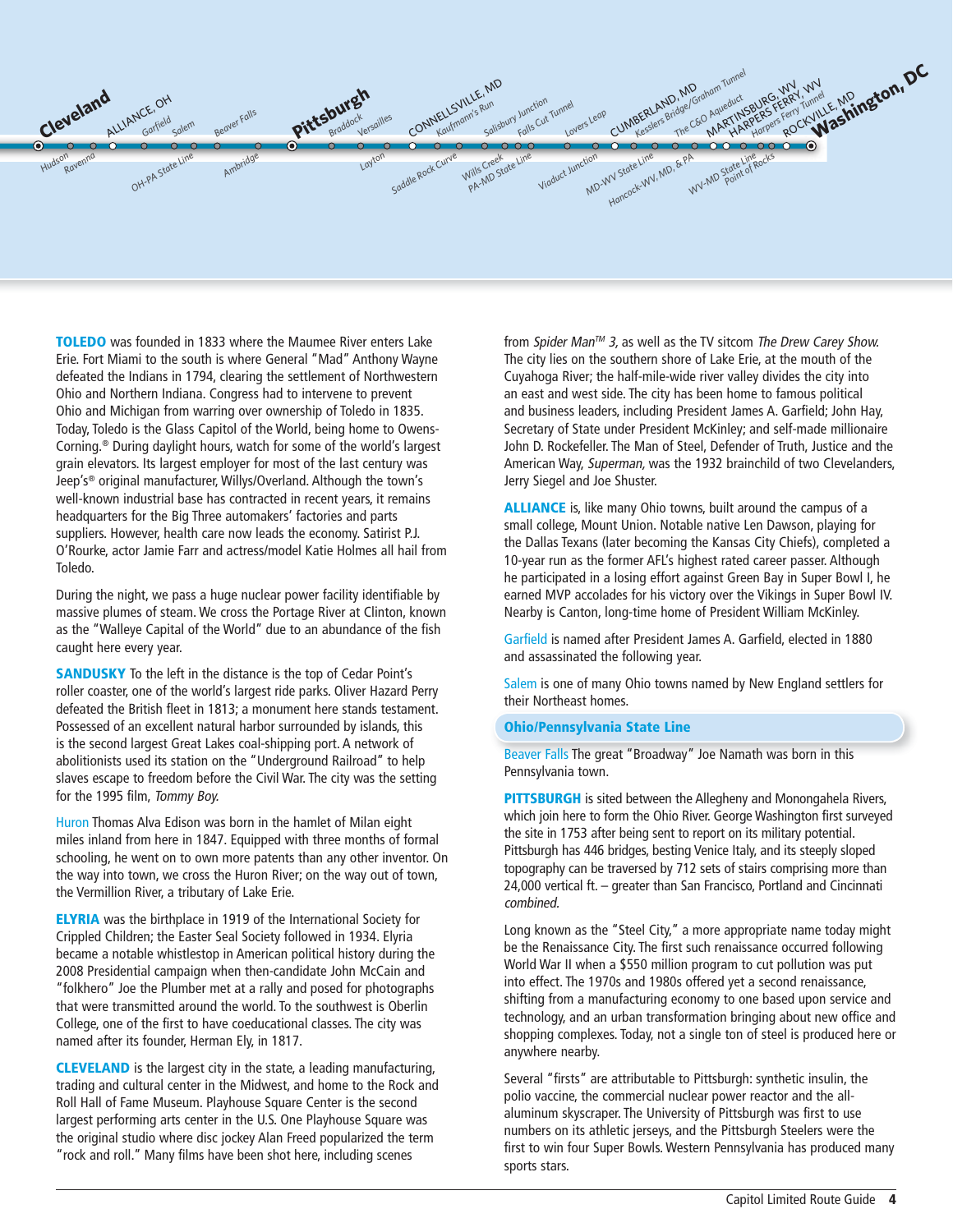Cleveland · Hudson · Ravenna · ALLIANCE, OH · Garfield · Salem · OH-PA State Line · Beaver Falls · Ambridge · Pittsburgh · Braddock · Versailles · Layton · CONNELLSVILLE, MD · Kaufmann's Run · Saddle Rock Curve · Salisbury Junction · Wills Creek · Falls Cut Tunnel · PA-MD State Line · Lovers Leap · Viaduct Junction · CUMBERLAND, MD · MD-WV State Line · Kesslers Bridge/Graham Tunnel · Hancock-WV, MD, & PA · The C&O Aqueduct · MARTINSBURG, WV · WV-MD State Line · HARPERS FERRY, WV · Harpers Ferry Tunnel · Point of Rocks · ROCKVILLE, MD · Washington, DC

**TOLEDO** was founded in 1833 where the Maumee River enters Lake Erie. Fort Miami to the south is where General "Mad" Anthony Wayne defeated the Indians in 1794, clearing the settlement of Northwestern Ohio and Northern Indiana. Congress had to intervene to prevent Ohio and Michigan from warring over ownership of Toledo in 1835. Today, Toledo is the Glass Capitol of the World, being home to Owens-Corning.® During daylight hours, watch for some of the world's largest grain elevators. Its largest employer for most of the last century was Jeep's® original manufacturer, Willys/Overland. Although the town's well-known industrial base has contracted in recent years, it remains headquarters for the Big Three automakers' factories and parts suppliers. However, health care now leads the economy. Satirist P.J. O'Rourke, actor Jamie Farr and actress/model Katie Holmes all hail from Toledo.

During the night, we pass a huge nuclear power facility identifiable by massive plumes of steam. We cross the Portage River at Clinton, known as the "Walleye Capital of the World" due to an abundance of the fish caught here every year.

**SANDUSKY** To the left in the distance is the top of Cedar Point's roller coaster, one of the world's largest ride parks. Oliver Hazard Perry defeated the British fleet in 1813; a monument here stands testament. Possessed of an excellent natural harbor surrounded by islands, this is the second largest Great Lakes coal-shipping port. A network of abolitionists used its station on the "Underground Railroad" to help slaves escape to freedom before the Civil War. The city was the setting for the 1995 film, *Tommy Boy.*

Huron Thomas Alva Edison was born in the hamlet of Milan eight miles inland from here in 1847. Equipped with three months of formal schooling, he went on to own more patents than any other inventor. On the way into town, we cross the Huron River; on the way out of town, the Vermillion River, a tributary of Lake Erie.

**ELYRIA** was the birthplace in 1919 of the International Society for Crippled Children; the Easter Seal Society followed in 1934. Elyria became a notable whistlestop in American political history during the 2008 Presidential campaign when then-candidate John McCain and "folkhero" Joe the Plumber met at a rally and posed for photographs that were transmitted around the world. To the southwest is Oberlin College, one of the first to have coeducational classes. The city was named after its founder, Herman Ely, in 1817.

**CLEVELAND** is the largest city in the state, a leading manufacturing, trading and cultural center in the Midwest, and home to the Rock and Roll Hall of Fame Museum. Playhouse Square Center is the second largest performing arts center in the U.S. One Playhouse Square was the original studio where disc jockey Alan Freed popularized the term "rock and roll." Many films have been shot here, including scenes from *Spider Man™ 3,* as well as the TV sitcom *The Drew Carey Show.* The city lies on the southern shore of Lake Erie, at the mouth of the Cuyahoga River; the half-mile-wide river valley divides the city into an east and west side. The city has been home to famous political and business leaders, including President James A. Garfield; John Hay, Secretary of State under President McKinley; and self-made millionaire John D. Rockefeller. The Man of Steel, Defender of Truth, Justice and the American Way, *Superman,* was the 1932 brainchild of two Clevelanders, Jerry Siegel and Joe Shuster.

**ALLIANCE** is, like many Ohio towns, built around the campus of a small college, Mount Union. Notable native Len Dawson, playing for the Dallas Texans (later becoming the Kansas City Chiefs), completed a 10-year run as the former AFL's highest rated career passer. Although he participated in a losing effort against Green Bay in Super Bowl I, he earned MVP accolades for his victory over the Vikings in Super Bowl IV. Nearby is Canton, long-time home of President William McKinley.

Garfield is named after President James A. Garfield, elected in 1880 and assassinated the following year.

Salem is one of many Ohio towns named by New England settlers for their Northeast homes.

### Ohio/Pennsylvania State Line

Beaver Falls The great "Broadway" Joe Namath was born in this Pennsylvania town.

**PITTSBURGH** is sited between the Allegheny and Monongahela Rivers, which join here to form the Ohio River. George Washington first surveyed the site in 1753 after being sent to report on its military potential. Pittsburgh has 446 bridges, besting Venice Italy, and its steeply sloped topography can be traversed by 712 sets of stairs comprising more than 24,000 vertical ft. – greater than San Francisco, Portland and Cincinnati *combined.*

Long known as the "Steel City," a more appropriate name today might be the Renaissance City. The first such renaissance occurred following World War II when a $550 million program to cut pollution was put into effect. The 1970s and 1980s offered yet a second renaissance, shifting from a manufacturing economy to one based upon service and technology, and an urban transformation bringing about new office and shopping complexes. Today, not a single ton of steel is produced here or anywhere nearby.

Several "firsts" are attributable to Pittsburgh: synthetic insulin, the polio vaccine, the commercial nuclear power reactor and the all-aluminum skyscraper. The University of Pittsburgh was first to use numbers on its athletic jerseys, and the Pittsburgh Steelers were the first to win four Super Bowls. Western Pennsylvania has produced many sports stars.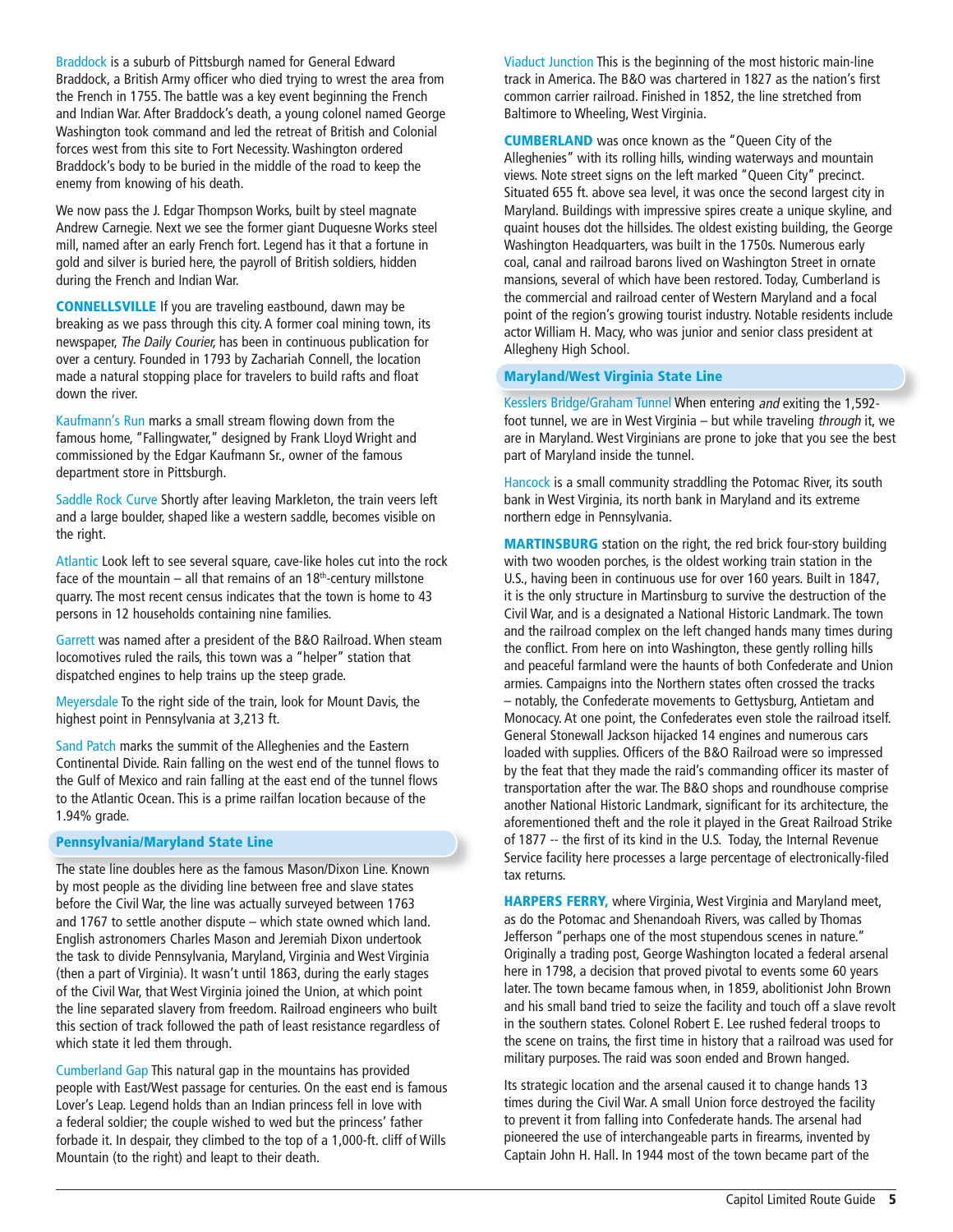**Braddock** is a suburb of Pittsburgh named for General Edward Braddock, a British Army officer who died trying to wrest the area from the French in 1755. The battle was a key event beginning the French and Indian War. After Braddock's death, a young colonel named George Washington took command and led the retreat of British and Colonial forces west from this site to Fort Necessity. Washington ordered Braddock's body to be buried in the middle of the road to keep the enemy from knowing of his death.

We now pass the J. Edgar Thompson Works, built by steel magnate Andrew Carnegie. Next we see the former giant Duquesne Works steel mill, named after an early French fort. Legend has it that a fortune in gold and silver is buried here, the payroll of British soldiers, hidden during the French and Indian War.

**CONNELLSVILLE** If you are traveling eastbound, dawn may be breaking as we pass through this city. A former coal mining town, its newspaper, *The Daily Courier,* has been in continuous publication for over a century. Founded in 1793 by Zachariah Connell, the location made a natural stopping place for travelers to build rafts and float down the river.

**Kaufmann's Run** marks a small stream flowing down from the famous home, "Fallingwater," designed by Frank Lloyd Wright and commissioned by the Edgar Kaufmann Sr., owner of the famous department store in Pittsburgh.

**Saddle Rock Curve** Shortly after leaving Markleton, the train veers left and a large boulder, shaped like a western saddle, becomes visible on the right.

**Atlantic** Look left to see several square, cave-like holes cut into the rock face of the mountain – all that remains of an 18th-century millstone quarry. The most recent census indicates that the town is home to 43 persons in 12 households containing nine families.

**Garrett** was named after a president of the B&O Railroad. When steam locomotives ruled the rails, this town was a "helper" station that dispatched engines to help trains up the steep grade.

**Meyersdale** To the right side of the train, look for Mount Davis, the highest point in Pennsylvania at 3,213 ft.

**Sand Patch** marks the summit of the Alleghenies and the Eastern Continental Divide. Rain falling on the west end of the tunnel flows to the Gulf of Mexico and rain falling at the east end of the tunnel flows to the Atlantic Ocean. This is a prime railfan location because of the 1.94% grade.

## Pennsylvania/Maryland State Line

The state line doubles here as the famous Mason/Dixon Line. Known by most people as the dividing line between free and slave states before the Civil War, the line was actually surveyed between 1763 and 1767 to settle another dispute – which state owned which land. English astronomers Charles Mason and Jeremiah Dixon undertook the task to divide Pennsylvania, Maryland, Virginia and West Virginia (then a part of Virginia). It wasn't until 1863, during the early stages of the Civil War, that West Virginia joined the Union, at which point the line separated slavery from freedom. Railroad engineers who built this section of track followed the path of least resistance regardless of which state it led them through.

**Cumberland Gap** This natural gap in the mountains has provided people with East/West passage for centuries. On the east end is famous Lover's Leap. Legend holds than an Indian princess fell in love with a federal soldier; the couple wished to wed but the princess' father forbade it. In despair, they climbed to the top of a 1,000-ft. cliff of Wills Mountain (to the right) and leapt to their death.

**Viaduct Junction** This is the beginning of the most historic main-line track in America. The B&O was chartered in 1827 as the nation's first common carrier railroad. Finished in 1852, the line stretched from Baltimore to Wheeling, West Virginia.

**CUMBERLAND** was once known as the "Queen City of the Alleghenies" with its rolling hills, winding waterways and mountain views. Note street signs on the left marked "Queen City" precinct. Situated 655 ft. above sea level, it was once the second largest city in Maryland. Buildings with impressive spires create a unique skyline, and quaint houses dot the hillsides. The oldest existing building, the George Washington Headquarters, was built in the 1750s. Numerous early coal, canal and railroad barons lived on Washington Street in ornate mansions, several of which have been restored. Today, Cumberland is the commercial and railroad center of Western Maryland and a focal point of the region's growing tourist industry. Notable residents include actor William H. Macy, who was junior and senior class president at Allegheny High School.

## Maryland/West Virginia State Line

**Kesslers Bridge/Graham Tunnel** When entering *and* exiting the 1,592-foot tunnel, we are in West Virginia – but while traveling *through* it, we are in Maryland. West Virginians are prone to joke that you see the best part of Maryland inside the tunnel.

**Hancock** is a small community straddling the Potomac River, its south bank in West Virginia, its north bank in Maryland and its extreme northern edge in Pennsylvania.

**MARTINSBURG** station on the right, the red brick four-story building with two wooden porches, is the oldest working train station in the U.S., having been in continuous use for over 160 years. Built in 1847, it is the only structure in Martinsburg to survive the destruction of the Civil War, and is a designated a National Historic Landmark. The town and the railroad complex on the left changed hands many times during the conflict. From here on into Washington, these gently rolling hills and peaceful farmland were the haunts of both Confederate and Union armies. Campaigns into the Northern states often crossed the tracks – notably, the Confederate movements to Gettysburg, Antietam and Monocacy. At one point, the Confederates even stole the railroad itself. General Stonewall Jackson hijacked 14 engines and numerous cars loaded with supplies. Officers of the B&O Railroad were so impressed by the feat that they made the raid's commanding officer its master of transportation after the war. The B&O shops and roundhouse comprise another National Historic Landmark, significant for its architecture, the aforementioned theft and the role it played in the Great Railroad Strike of 1877 -- the first of its kind in the U.S. Today, the Internal Revenue Service facility here processes a large percentage of electronically-filed tax returns.

**HARPERS FERRY,** where Virginia, West Virginia and Maryland meet, as do the Potomac and Shenandoah Rivers, was called by Thomas Jefferson "perhaps one of the most stupendous scenes in nature." Originally a trading post, George Washington located a federal arsenal here in 1798, a decision that proved pivotal to events some 60 years later. The town became famous when, in 1859, abolitionist John Brown and his small band tried to seize the facility and touch off a slave revolt in the southern states. Colonel Robert E. Lee rushed federal troops to the scene on trains, the first time in history that a railroad was used for military purposes. The raid was soon ended and Brown hanged.

Its strategic location and the arsenal caused it to change hands 13 times during the Civil War. A small Union force destroyed the facility to prevent it from falling into Confederate hands. The arsenal had pioneered the use of interchangeable parts in firearms, invented by Captain John H. Hall. In 1944 most of the town became part of the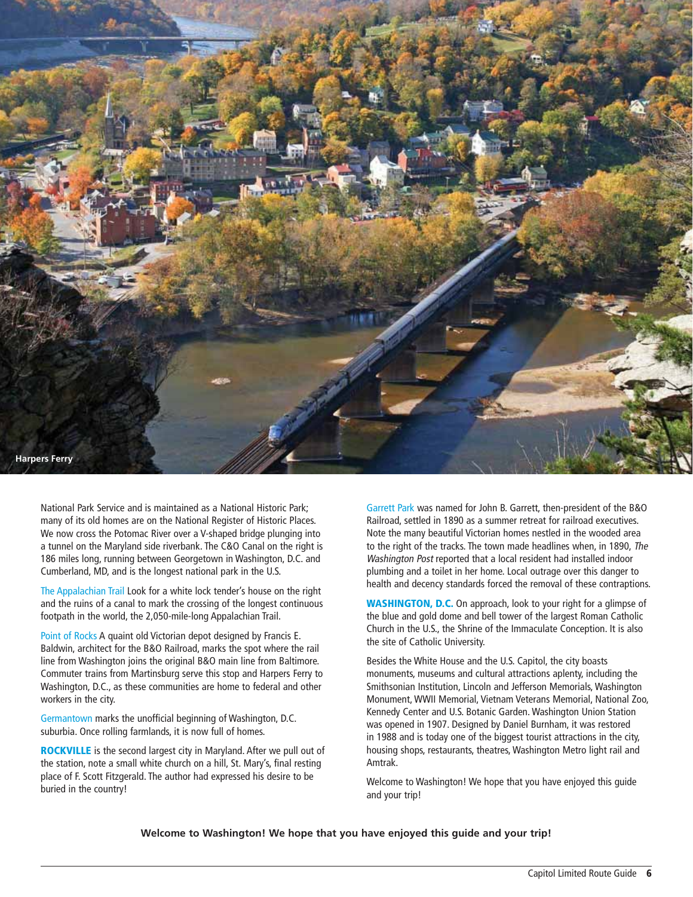Harpers Ferry

National Park Service and is maintained as a National Historic Park; many of its old homes are on the National Register of Historic Places. We now cross the Potomac River over a V-shaped bridge plunging into a tunnel on the Maryland side riverbank. The C&O Canal on the right is 186 miles long, running between Georgetown in Washington, D.C. and Cumberland, MD, and is the longest national park in the U.S.

The Appalachian Trail Look for a white lock tender's house on the right and the ruins of a canal to mark the crossing of the longest continuous footpath in the world, the 2,050-mile-long Appalachian Trail.

Point of Rocks A quaint old Victorian depot designed by Francis E. Baldwin, architect for the B&O Railroad, marks the spot where the rail line from Washington joins the original B&O main line from Baltimore. Commuter trains from Martinsburg serve this stop and Harpers Ferry to Washington, D.C., as these communities are home to federal and other workers in the city.

Germantown marks the unofficial beginning of Washington, D.C. suburbia. Once rolling farmlands, it is now full of homes.

**ROCKVILLE** is the second largest city in Maryland. After we pull out of the station, note a small white church on a hill, St. Mary's, final resting place of F. Scott Fitzgerald. The author had expressed his desire to be buried in the country!

Garrett Park was named for John B. Garrett, then-president of the B&O Railroad, settled in 1890 as a summer retreat for railroad executives. Note the many beautiful Victorian homes nestled in the wooded area to the right of the tracks. The town made headlines when, in 1890, *The Washington Post* reported that a local resident had installed indoor plumbing and a toilet in her home. Local outrage over this danger to health and decency standards forced the removal of these contraptions.

**WASHINGTON, D.C.** On approach, look to your right for a glimpse of the blue and gold dome and bell tower of the largest Roman Catholic Church in the U.S., the Shrine of the Immaculate Conception. It is also the site of Catholic University.

Besides the White House and the U.S. Capitol, the city boasts monuments, museums and cultural attractions aplenty, including the Smithsonian Institution, Lincoln and Jefferson Memorials, Washington Monument, WWII Memorial, Vietnam Veterans Memorial, National Zoo, Kennedy Center and U.S. Botanic Garden. Washington Union Station was opened in 1907. Designed by Daniel Burnham, it was restored in 1988 and is today one of the biggest tourist attractions in the city, housing shops, restaurants, theatres, Washington Metro light rail and Amtrak.

Welcome to Washington! We hope that you have enjoyed this guide and your trip!

**Welcome to Washington! We hope that you have enjoyed this guide and your trip!**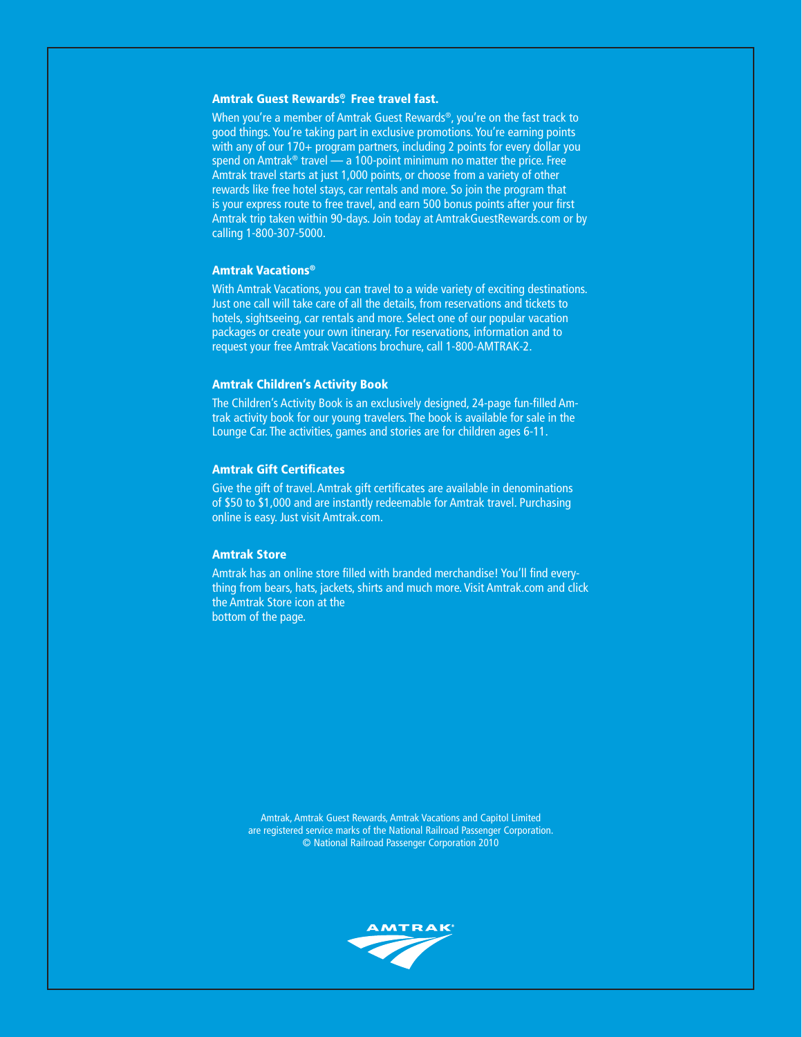### Amtrak Guest Rewards®. Free travel fast.

When you're a member of Amtrak Guest Rewards®, you're on the fast track to good things. You're taking part in exclusive promotions. You're earning points with any of our 170+ program partners, including 2 points for every dollar you spend on Amtrak® travel — a 100-point minimum no matter the price. Free Amtrak travel starts at just 1,000 points, or choose from a variety of other rewards like free hotel stays, car rentals and more. So join the program that is your express route to free travel, and earn 500 bonus points after your first Amtrak trip taken within 90-days. Join today at AmtrakGuestRewards.com or by calling 1-800-307-5000.

### Amtrak Vacations®

With Amtrak Vacations, you can travel to a wide variety of exciting destinations. Just one call will take care of all the details, from reservations and tickets to hotels, sightseeing, car rentals and more. Select one of our popular vacation packages or create your own itinerary. For reservations, information and to request your free Amtrak Vacations brochure, call 1-800-AMTRAK-2.

### Amtrak Children's Activity Book

The Children's Activity Book is an exclusively designed, 24-page fun-filled Amtrak activity book for our young travelers. The book is available for sale in the Lounge Car. The activities, games and stories are for children ages 6-11.

### Amtrak Gift Certificates

Give the gift of travel. Amtrak gift certificates are available in denominations of $50 to $1,000 and are instantly redeemable for Amtrak travel. Purchasing online is easy. Just visit Amtrak.com.

### Amtrak Store

Amtrak has an online store filled with branded merchandise! You'll find everything from bears, hats, jackets, shirts and much more. Visit Amtrak.com and click the Amtrak Store icon at the bottom of the page.

Amtrak, Amtrak Guest Rewards, Amtrak Vacations and Capitol Limited are registered service marks of the National Railroad Passenger Corporation.
© National Railroad Passenger Corporation 2010

AMTRAK®